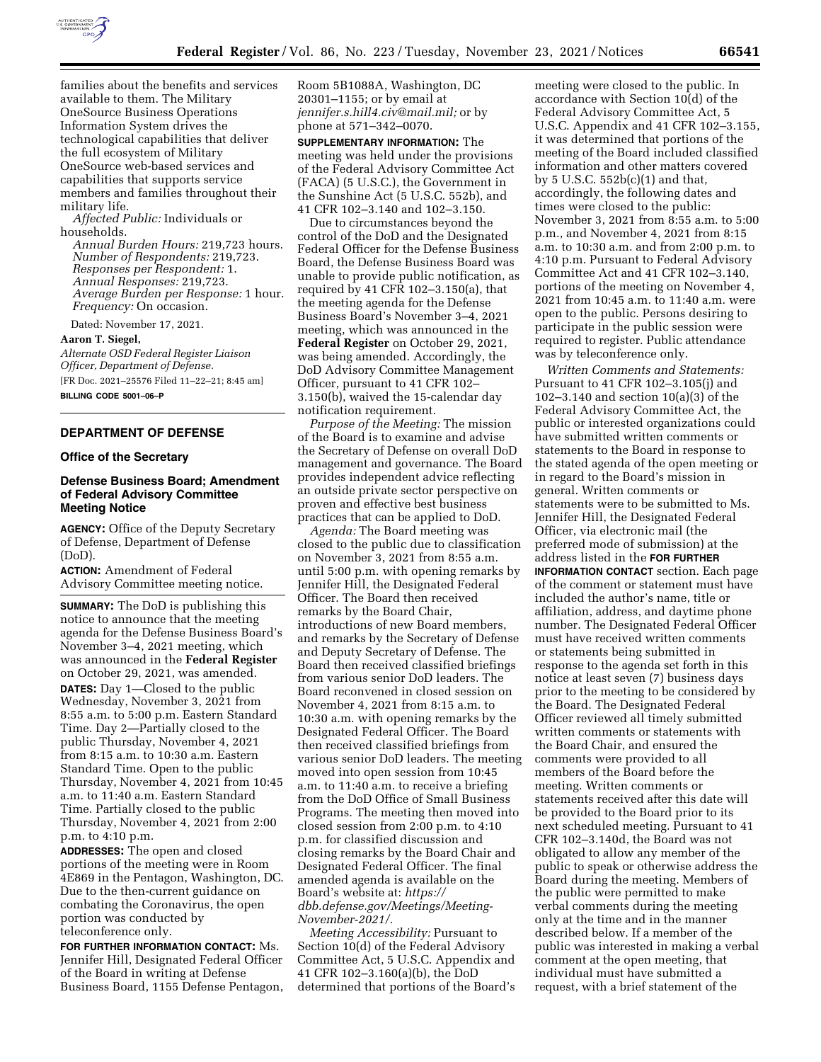families about the benefits and services available to them. The Military OneSource Business Operations Information System drives the technological capabilities that deliver the full ecosystem of Military OneSource web-based services and capabilities that supports service members and families throughout their military life.

*Affected Public:* Individuals or households.

*Annual Burden Hours:* 219,723 hours.

*Number of Respondents:* 219,723.

*Responses per Respondent:* 1.

*Annual Responses:* 219,723.

*Average Burden per Response:* 1 hour.

*Frequency:* On occasion.

Dated: November 17, 2021.

**Aaron T. Siegel,**

*Alternate OSD Federal Register Liaison Officer, Department of Defense.*

[FR Doc. 2021–25576 Filed 11–22–21; 8:45 am]

**BILLING CODE 5001–06–P**

## DEPARTMENT OF DEFENSE

### Office of the Secretary

### Defense Business Board; Amendment of Federal Advisory Committee Meeting Notice

**AGENCY:** Office of the Deputy Secretary of Defense, Department of Defense (DoD).

**ACTION:** Amendment of Federal Advisory Committee meeting notice.

**SUMMARY:** The DoD is publishing this notice to announce that the meeting agenda for the Defense Business Board's November 3–4, 2021 meeting, which was announced in the **Federal Register** on October 29, 2021, was amended.

**DATES:** Day 1—Closed to the public Wednesday, November 3, 2021 from 8:55 a.m. to 5:00 p.m. Eastern Standard Time. Day 2—Partially closed to the public Thursday, November 4, 2021 from 8:15 a.m. to 10:30 a.m. Eastern Standard Time. Open to the public Thursday, November 4, 2021 from 10:45 a.m. to 11:40 a.m. Eastern Standard Time. Partially closed to the public Thursday, November 4, 2021 from 2:00 p.m. to 4:10 p.m.

**ADDRESSES:** The open and closed portions of the meeting were in Room 4E869 in the Pentagon, Washington, DC. Due to the then-current guidance on combating the Coronavirus, the open portion was conducted by teleconference only.

**FOR FURTHER INFORMATION CONTACT:** Ms. Jennifer Hill, Designated Federal Officer of the Board in writing at Defense Business Board, 1155 Defense Pentagon, Room 5B1088A, Washington, DC 20301–1155; or by email at *jennifer.s.hill4.civ@mail.mil;* or by phone at 571–342–0070.

**SUPPLEMENTARY INFORMATION:** The meeting was held under the provisions of the Federal Advisory Committee Act (FACA) (5 U.S.C.), the Government in the Sunshine Act (5 U.S.C. 552b), and 41 CFR 102–3.140 and 102–3.150.

Due to circumstances beyond the control of the DoD and the Designated Federal Officer for the Defense Business Board, the Defense Business Board was unable to provide public notification, as required by 41 CFR 102–3.150(a), that the meeting agenda for the Defense Business Board's November 3–4, 2021 meeting, which was announced in the **Federal Register** on October 29, 2021, was being amended. Accordingly, the DoD Advisory Committee Management Officer, pursuant to 41 CFR 102–3.150(b), waived the 15-calendar day notification requirement.

*Purpose of the Meeting:* The mission of the Board is to examine and advise the Secretary of Defense on overall DoD management and governance. The Board provides independent advice reflecting an outside private sector perspective on proven and effective best business practices that can be applied to DoD.

*Agenda:* The Board meeting was closed to the public due to classification on November 3, 2021 from 8:55 a.m. until 5:00 p.m. with opening remarks by Jennifer Hill, the Designated Federal Officer. The Board then received remarks by the Board Chair, introductions of new Board members, and remarks by the Secretary of Defense and Deputy Secretary of Defense. The Board then received classified briefings from various senior DoD leaders. The Board reconvened in closed session on November 4, 2021 from 8:15 a.m. to 10:30 a.m. with opening remarks by the Designated Federal Officer. The Board then received classified briefings from various senior DoD leaders. The meeting moved into open session from 10:45 a.m. to 11:40 a.m. to receive a briefing from the DoD Office of Small Business Programs. The meeting then moved into closed session from 2:00 p.m. to 4:10 p.m. for classified discussion and closing remarks by the Board Chair and Designated Federal Officer. The final amended agenda is available on the Board's website at: *https://dbb.defense.gov/Meetings/Meeting-November-2021/.*

*Meeting Accessibility:* Pursuant to Section 10(d) of the Federal Advisory Committee Act, 5 U.S.C. Appendix and 41 CFR 102–3.160(a)(b), the DoD determined that portions of the Board's meeting were closed to the public. In accordance with Section 10(d) of the Federal Advisory Committee Act, 5 U.S.C. Appendix and 41 CFR 102–3.155, it was determined that portions of the meeting of the Board included classified information and other matters covered by 5 U.S.C. 552b(c)(1) and that, accordingly, the following dates and times were closed to the public: November 3, 2021 from 8:55 a.m. to 5:00 p.m., and November 4, 2021 from 8:15 a.m. to 10:30 a.m. and from 2:00 p.m. to 4:10 p.m. Pursuant to Federal Advisory Committee Act and 41 CFR 102–3.140, portions of the meeting on November 4, 2021 from 10:45 a.m. to 11:40 a.m. were open to the public. Persons desiring to participate in the public session were required to register. Public attendance was by teleconference only.

*Written Comments and Statements:* Pursuant to 41 CFR 102–3.105(j) and 102–3.140 and section 10(a)(3) of the Federal Advisory Committee Act, the public or interested organizations could have submitted written comments or statements to the Board in response to the stated agenda of the open meeting or in regard to the Board's mission in general. Written comments or statements were to be submitted to Ms. Jennifer Hill, the Designated Federal Officer, via electronic mail (the preferred mode of submission) at the address listed in the **FOR FURTHER INFORMATION CONTACT** section. Each page of the comment or statement must have included the author's name, title or affiliation, address, and daytime phone number. The Designated Federal Officer must have received written comments or statements being submitted in response to the agenda set forth in this notice at least seven (7) business days prior to the meeting to be considered by the Board. The Designated Federal Officer reviewed all timely submitted written comments or statements with the Board Chair, and ensured the comments were provided to all members of the Board before the meeting. Written comments or statements received after this date will be provided to the Board prior to its next scheduled meeting. Pursuant to 41 CFR 102–3.140d, the Board was not obligated to allow any member of the public to speak or otherwise address the Board during the meeting. Members of the public were permitted to make verbal comments during the meeting only at the time and in the manner described below. If a member of the public was interested in making a verbal comment at the open meeting, that individual must have submitted a request, with a brief statement of the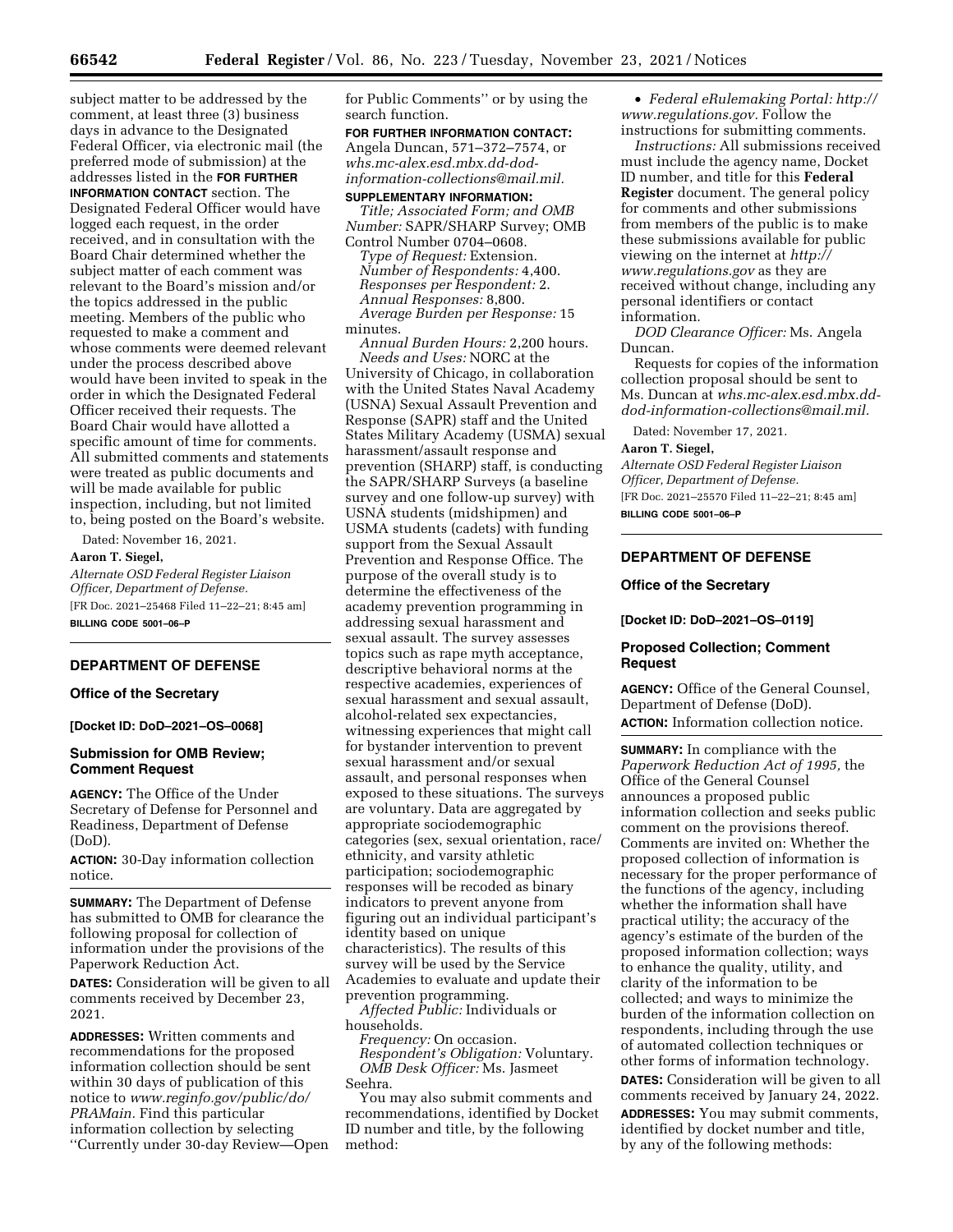subject matter to be addressed by the comment, at least three (3) business days in advance to the Designated Federal Officer, via electronic mail (the preferred mode of submission) at the addresses listed in the **FOR FURTHER INFORMATION CONTACT** section. The Designated Federal Officer would have logged each request, in the order received, and in consultation with the Board Chair determined whether the subject matter of each comment was relevant to the Board's mission and/or the topics addressed in the public meeting. Members of the public who requested to make a comment and whose comments were deemed relevant under the process described above would have been invited to speak in the order in which the Designated Federal Officer received their requests. The Board Chair would have allotted a specific amount of time for comments. All submitted comments and statements were treated as public documents and will be made available for public inspection, including, but not limited to, being posted on the Board's website.

Dated: November 16, 2021.

**Aaron T. Siegel,**

*Alternate OSD Federal Register Liaison Officer, Department of Defense.*

[FR Doc. 2021–25468 Filed 11–22–21; 8:45 am]

**BILLING CODE 5001–06–P**

## DEPARTMENT OF DEFENSE

### Office of the Secretary

**[Docket ID: DoD–2021–OS–0068]**

### Submission for OMB Review; Comment Request

**AGENCY:** The Office of the Under Secretary of Defense for Personnel and Readiness, Department of Defense (DoD).

**ACTION:** 30-Day information collection notice.

**SUMMARY:** The Department of Defense has submitted to OMB for clearance the following proposal for collection of information under the provisions of the Paperwork Reduction Act.

**DATES:** Consideration will be given to all comments received by December 23, 2021.

**ADDRESSES:** Written comments and recommendations for the proposed information collection should be sent within 30 days of publication of this notice to *www.reginfo.gov/public/do/PRAMain.* Find this particular information collection by selecting ''Currently under 30-day Review—Open for Public Comments'' or by using the search function.

**FOR FURTHER INFORMATION CONTACT:** Angela Duncan, 571–372–7574, or *whs.mc-alex.esd.mbx.dd-dod-information-collections@mail.mil.*

**SUPPLEMENTARY INFORMATION:**

*Title; Associated Form; and OMB Number:* SAPR/SHARP Survey; OMB Control Number 0704–0608.

*Type of Request:* Extension.

*Number of Respondents:* 4,400.

*Responses per Respondent:* 2.

*Annual Responses:* 8,800.

*Average Burden per Response:* 15 minutes.

*Annual Burden Hours:* 2,200 hours.

*Needs and Uses:* NORC at the University of Chicago, in collaboration with the United States Naval Academy (USNA) Sexual Assault Prevention and Response (SAPR) staff and the United States Military Academy (USMA) sexual harassment/assault response and prevention (SHARP) staff, is conducting the SAPR/SHARP Surveys (a baseline survey and one follow-up survey) with USNA students (midshipmen) and USMA students (cadets) with funding support from the Sexual Assault Prevention and Response Office. The purpose of the overall study is to determine the effectiveness of the academy prevention programming in addressing sexual harassment and sexual assault. The survey assesses topics such as rape myth acceptance, descriptive behavioral norms at the respective academies, experiences of sexual harassment and sexual assault, alcohol-related sex expectancies, witnessing experiences that might call for bystander intervention to prevent sexual harassment and/or sexual assault, and personal responses when exposed to these situations. The surveys are voluntary. Data are aggregated by appropriate sociodemographic categories (sex, sexual orientation, race/ethnicity, and varsity athletic participation; sociodemographic responses will be recoded as binary indicators to prevent anyone from figuring out an individual participant's identity based on unique characteristics). The results of this survey will be used by the Service Academies to evaluate and update their prevention programming.

*Affected Public:* Individuals or households.

*Frequency:* On occasion.

*Respondent's Obligation:* Voluntary.

*OMB Desk Officer:* Ms. Jasmeet Seehra.

You may also submit comments and recommendations, identified by Docket ID number and title, by the following method:

- *Federal eRulemaking Portal: http://www.regulations.gov.* Follow the instructions for submitting comments.

*Instructions:* All submissions received must include the agency name, Docket ID number, and title for this **Federal Register** document. The general policy for comments and other submissions from members of the public is to make these submissions available for public viewing on the internet at *http://www.regulations.gov* as they are received without change, including any personal identifiers or contact information.

*DOD Clearance Officer:* Ms. Angela Duncan.

Requests for copies of the information collection proposal should be sent to Ms. Duncan at *whs.mc-alex.esd.mbx.dd-dod-information-collections@mail.mil.*

Dated: November 17, 2021.

**Aaron T. Siegel,**

*Alternate OSD Federal Register Liaison Officer, Department of Defense.*

[FR Doc. 2021–25570 Filed 11–22–21; 8:45 am]

**BILLING CODE 5001–06–P**

## DEPARTMENT OF DEFENSE

### Office of the Secretary

**[Docket ID: DoD–2021–OS–0119]**

### Proposed Collection; Comment Request

**AGENCY:** Office of the General Counsel, Department of Defense (DoD).

**ACTION:** Information collection notice.

**SUMMARY:** In compliance with the *Paperwork Reduction Act of 1995,* the Office of the General Counsel announces a proposed public information collection and seeks public comment on the provisions thereof. Comments are invited on: Whether the proposed collection of information is necessary for the proper performance of the functions of the agency, including whether the information shall have practical utility; the accuracy of the agency's estimate of the burden of the proposed information collection; ways to enhance the quality, utility, and clarity of the information to be collected; and ways to minimize the burden of the information collection on respondents, including through the use of automated collection techniques or other forms of information technology.

**DATES:** Consideration will be given to all comments received by January 24, 2022.

**ADDRESSES:** You may submit comments, identified by docket number and title, by any of the following methods: